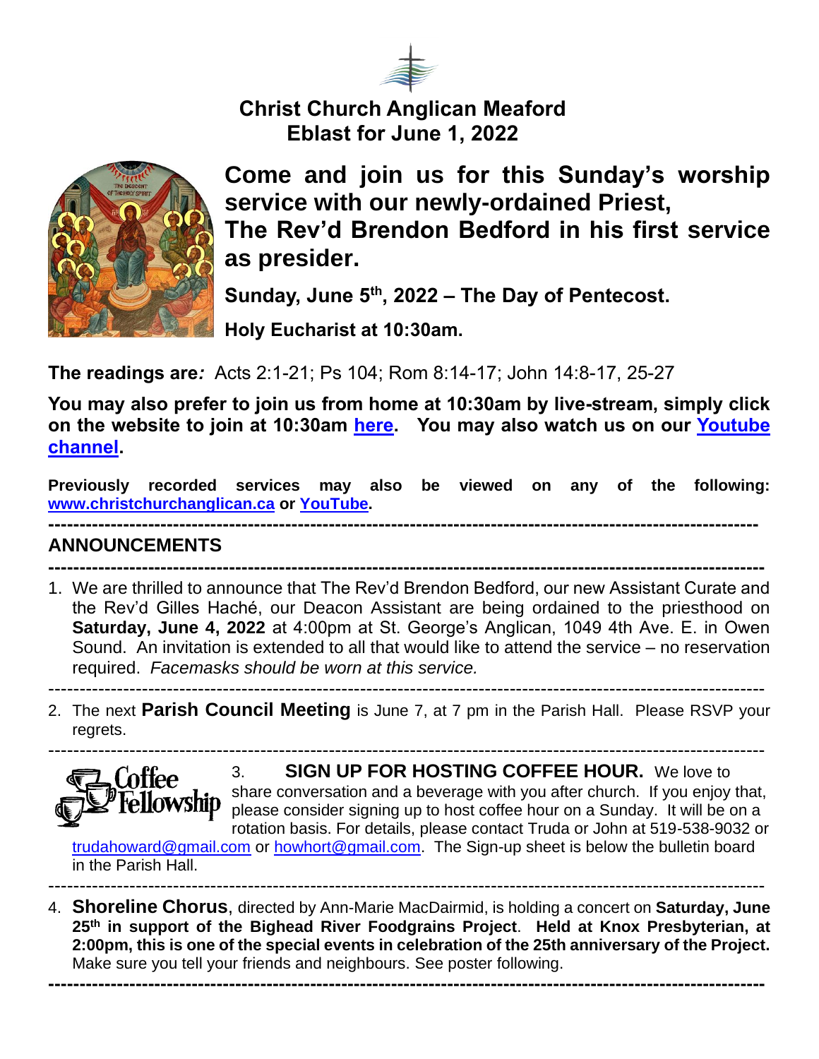# Christ Church Anglican Meaford
## Eblast for June 1, 2022

**Come and join us for this Sunday's worship service with our newly-ordained Priest, The Rev'd Brendon Bedford in his first service as presider.**

**Sunday, June 5th, 2022 – The Day of Pentecost.**

**Holy Eucharist at 10:30am.**

**The readings are*:*** Acts 2:1-21; Ps 104; Rom 8:14-17; John 14:8-17, 25-27

**You may also prefer to join us from home at 10:30am by live-stream, simply click on the website to join at 10:30am here. You may also watch us on our Youtube channel.**

**Previously recorded services may also be viewed on any of the following: www.christchurchanglican.ca or YouTube.**

---

## ANNOUNCEMENTS

---

1. We are thrilled to announce that The Rev'd Brendon Bedford, our new Assistant Curate and the Rev'd Gilles Haché, our Deacon Assistant are being ordained to the priesthood on **Saturday, June 4, 2022** at 4:00pm at St. George's Anglican, 1049 4th Ave. E. in Owen Sound. An invitation is extended to all that would like to attend the service – no reservation required. *Facemasks should be worn at this service.*

---

2. The next **Parish Council Meeting** is June 7, at 7 pm in the Parish Hall. Please RSVP your regrets.

---

3. **SIGN UP FOR HOSTING COFFEE HOUR.** We love to share conversation and a beverage with you after church. If you enjoy that, please consider signing up to host coffee hour on a Sunday. It will be on a rotation basis. For details, please contact Truda or John at 519-538-9032 or trudahoward@gmail.com or howhort@gmail.com. The Sign-up sheet is below the bulletin board in the Parish Hall.

---

4. **Shoreline Chorus**, directed by Ann-Marie MacDairmid, is holding a concert on **Saturday, June 25th in support of the Bighead River Foodgrains Project**. **Held at Knox Presbyterian, at 2:00pm, this is one of the special events in celebration of the 25th anniversary of the Project.** Make sure you tell your friends and neighbours. See poster following.

---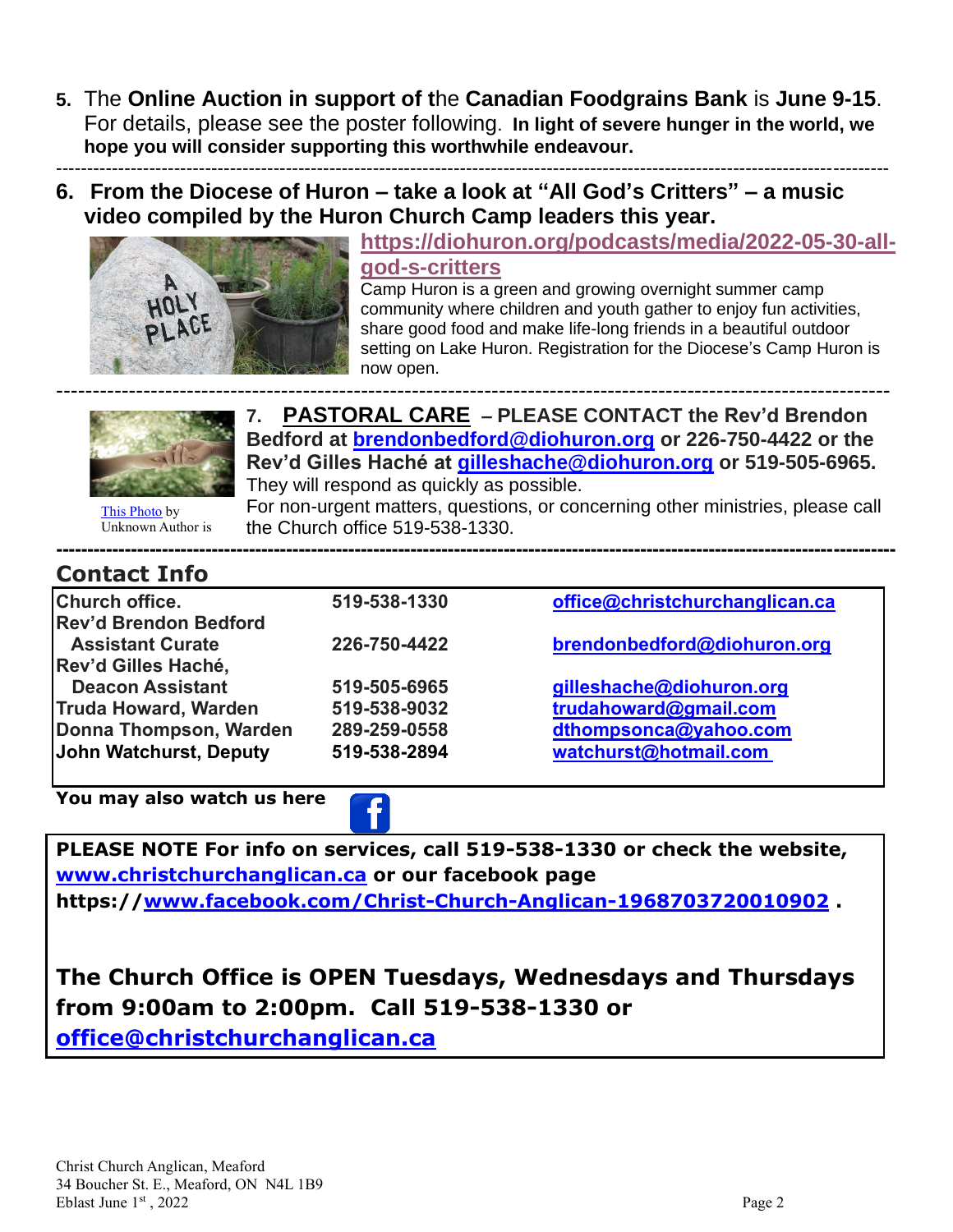5. The **Online Auction in support of t**he **Canadian Foodgrains Bank** is **June 9-15**. For details, please see the poster following. **In light of severe hunger in the world, we hope you will consider supporting this worthwhile endeavour.**

---

6. **From the Diocese of Huron – take a look at "All God's Critters" – a music video compiled by the Huron Church Camp leaders this year.**

**https://diohuron.org/podcasts/media/2022-05-30-all-god-s-critters**

Camp Huron is a green and growing overnight summer camp community where children and youth gather to enjoy fun activities, share good food and make life-long friends in a beautiful outdoor setting on Lake Huron. Registration for the Diocese's Camp Huron is now open.

---

This Photo by Unknown Author is

7. **PASTORAL CARE – PLEASE CONTACT the Rev'd Brendon Bedford at brendonbedford@diohuron.org or 226-750-4422 or the Rev'd Gilles Haché at gilleshache@diohuron.org or 519-505-6965.** They will respond as quickly as possible.

For non-urgent matters, questions, or concerning other ministries, please call the Church office 519-538-1330.

---

## Contact Info

| | | |
|---|---|---|
| **Church office.** | **519-538-1330** | **office@christchurchanglican.ca** |
| **Rev'd Brendon Bedford Assistant Curate** | **226-750-4422** | **brendonbedford@diohuron.org** |
| **Rev'd Gilles Haché, Deacon Assistant** | **519-505-6965** | **gilleshache@diohuron.org** |
| **Truda Howard, Warden** | **519-538-9032** | **trudahoward@gmail.com** |
| **Donna Thompson, Warden** | **289-259-0558** | **dthompsonca@yahoo.com** |
| **John Watchurst, Deputy** | **519-538-2894** | **watchurst@hotmail.com** |

**You may also watch us here**

**PLEASE NOTE For info on services, call 519-538-1330 or check the website, www.christchurchanglican.ca or our facebook page https://www.facebook.com/Christ-Church-Anglican-1968703720010902 .**

**The Church Office is OPEN Tuesdays, Wednesdays and Thursdays from 9:00am to 2:00pm. Call 519-538-1330 or office@christchurchanglican.ca**

Christ Church Anglican, Meaford
34 Boucher St. E., Meaford, ON N4L 1B9
Eblast June 1st, 2022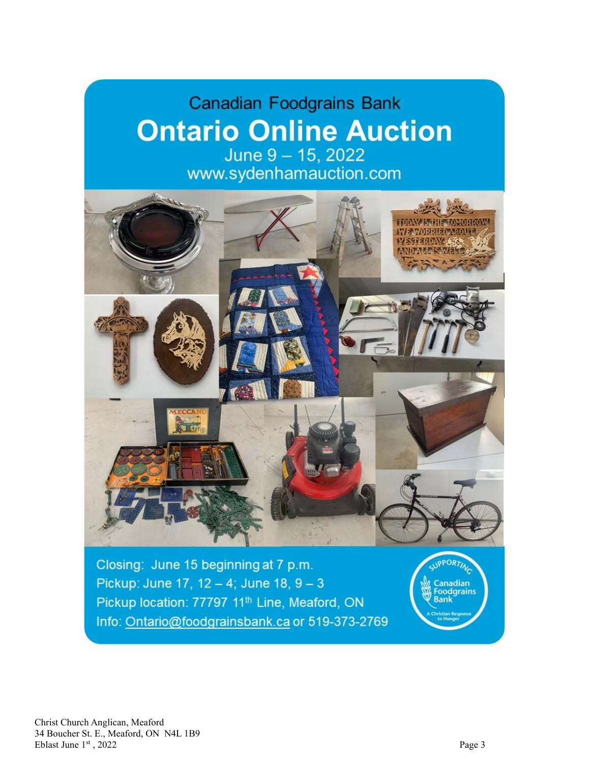Canadian Foodgrains Bank

# Ontario Online Auction

June 9 – 15, 2022
www.sydenhamauction.com

Closing: June 15 beginning at 7 p.m.
Pickup: June 17, 12 – 4; June 18, 9 – 3
Pickup location: 77797 11th Line, Meaford, ON
Info: Ontario@foodgrainsbank.ca or 519-373-2769

Supporting Canadian Foodgrains Bank – A Christian Response to Hunger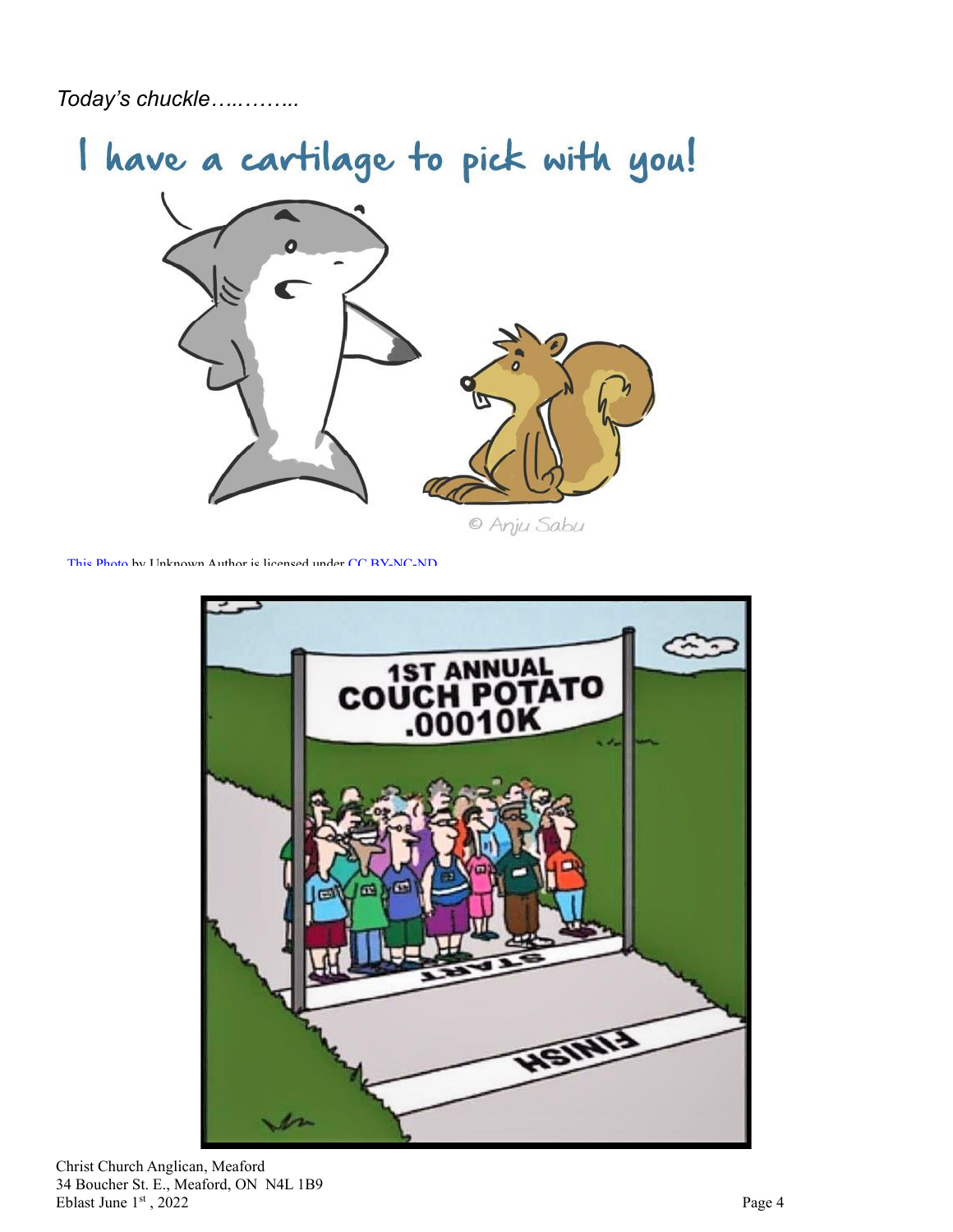*Today's chuckle…..……..*

I have a cartilage to pick with you!

© Anju Sabu

This Photo by Unknown Author is licensed under CC BY-NC-ND

1ST ANNUAL COUCH POTATO .00010K

START

FINISH

Christ Church Anglican, Meaford
34 Boucher St. E., Meaford, ON N4L 1B9
Eblast June 1st, 2022